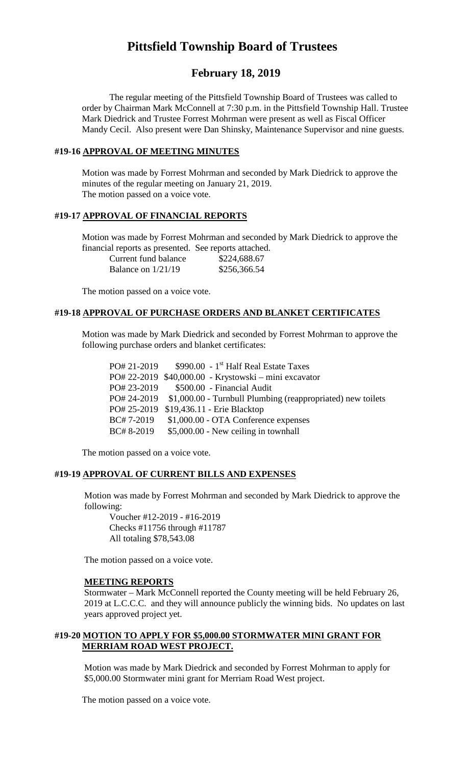# Pittsfield Township Board of Trustees

## February 18, 2019

The regular meeting of the Pittsfield Township Board of Trustees was called to order by Chairman Mark McConnell at 7:30 p.m. in the Pittsfield Township Hall. Trustee Mark Diedrick and Trustee Forrest Mohrman were present as well as Fiscal Officer Mandy Cecil. Also present were Dan Shinsky, Maintenance Supervisor and nine guests.

### #19-16 APPROVAL OF MEETING MINUTES

Motion was made by Forrest Mohrman and seconded by Mark Diedrick to approve the minutes of the regular meeting on January 21, 2019.
The motion passed on a voice vote.

### #19-17 APPROVAL OF FINANCIAL REPORTS

Motion was made by Forrest Mohrman and seconded by Mark Diedrick to approve the financial reports as presented. See reports attached.

| | |
|---|---|
| Current fund balance | $224,688.67 |
| Balance on 1/21/19 | $256,366.54 |

The motion passed on a voice vote.

### #19-18 APPROVAL OF PURCHASE ORDERS AND BLANKET CERTIFICATES

Motion was made by Mark Diedrick and seconded by Forrest Mohrman to approve the following purchase orders and blanket certificates:

| | |
|---|---|
| PO# 21-2019 | $990.00 - 1st Half Real Estate Taxes |
| PO# 22-2019 | $40,000.00 - Krystowski – mini excavator |
| PO# 23-2019 | $500.00 - Financial Audit |
| PO# 24-2019 | $1,000.00 - Turnbull Plumbing (reappropriated) new toilets |
| PO# 25-2019 | $19,436.11 - Erie Blacktop |
| BC# 7-2019 | $1,000.00 - OTA Conference expenses |
| BC# 8-2019 | $5,000.00 - New ceiling in townhall |

The motion passed on a voice vote.

### #19-19 APPROVAL OF CURRENT BILLS AND EXPENSES

Motion was made by Forrest Mohrman and seconded by Mark Diedrick to approve the following:

Voucher #12-2019 - #16-2019
Checks #11756 through #11787
All totaling $78,543.08

The motion passed on a voice vote.

### MEETING REPORTS

Stormwater – Mark McConnell reported the County meeting will be held February 26, 2019 at L.C.C.C. and they will announce publicly the winning bids. No updates on last years approved project yet.

### #19-20 MOTION TO APPLY FOR $5,000.00 STORMWATER MINI GRANT FOR MERRIAM ROAD WEST PROJECT.

Motion was made by Mark Diedrick and seconded by Forrest Mohrman to apply for $5,000.00 Stormwater mini grant for Merriam Road West project.

The motion passed on a voice vote.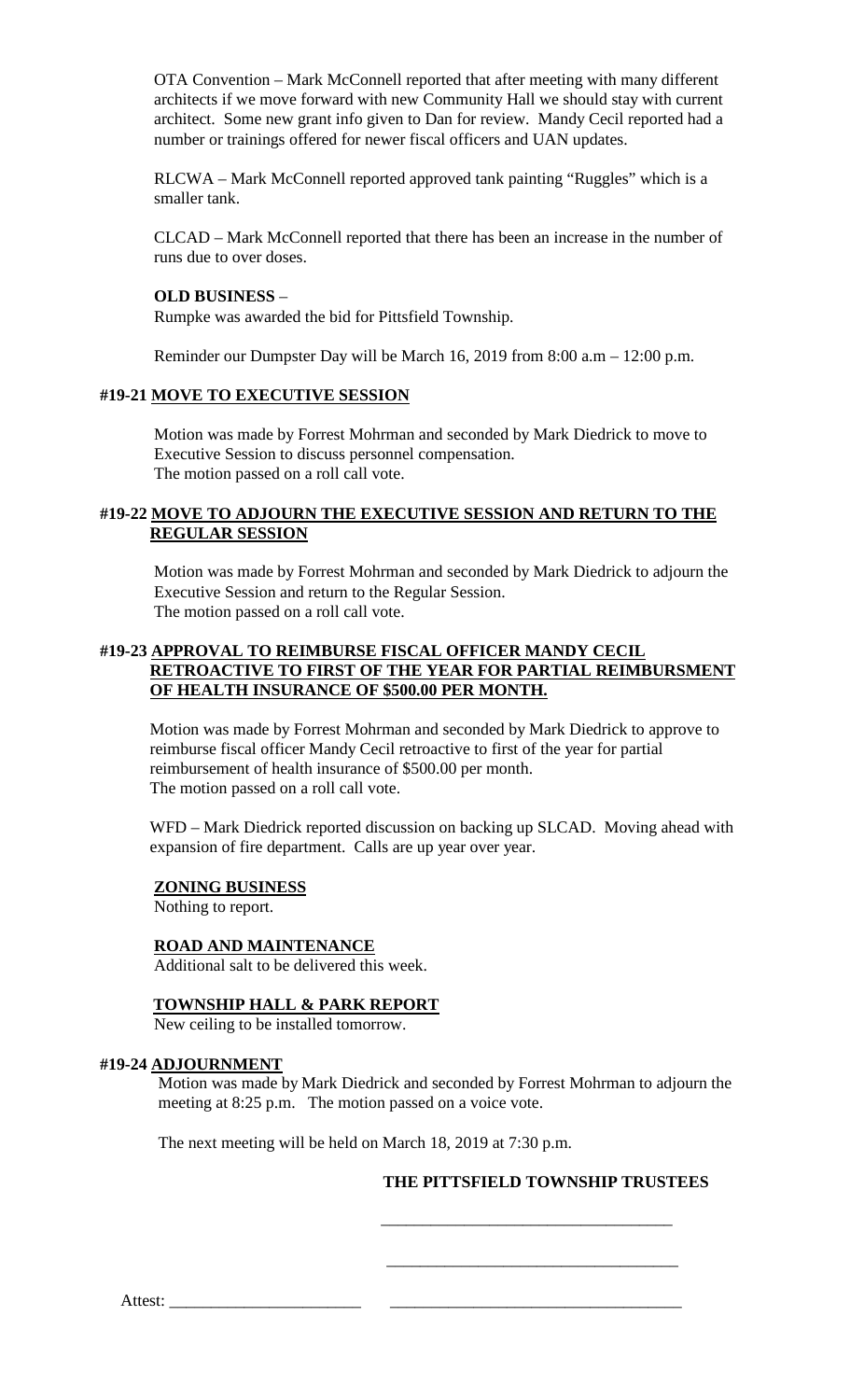OTA Convention – Mark McConnell reported that after meeting with many different architects if we move forward with new Community Hall we should stay with current architect. Some new grant info given to Dan for review. Mandy Cecil reported had a number or trainings offered for newer fiscal officers and UAN updates.

RLCWA – Mark McConnell reported approved tank painting "Ruggles" which is a smaller tank.

CLCAD – Mark McConnell reported that there has been an increase in the number of runs due to over doses.

**OLD BUSINESS** –

Rumpke was awarded the bid for Pittsfield Township.

Reminder our Dumpster Day will be March 16, 2019 from 8:00 a.m – 12:00 p.m.

**#19-21 MOVE TO EXECUTIVE SESSION**

Motion was made by Forrest Mohrman and seconded by Mark Diedrick to move to Executive Session to discuss personnel compensation.
The motion passed on a roll call vote.

**#19-22 MOVE TO ADJOURN THE EXECUTIVE SESSION AND RETURN TO THE REGULAR SESSION**

Motion was made by Forrest Mohrman and seconded by Mark Diedrick to adjourn the Executive Session and return to the Regular Session.
The motion passed on a roll call vote.

**#19-23 APPROVAL TO REIMBURSE FISCAL OFFICER MANDY CECIL RETROACTIVE TO FIRST OF THE YEAR FOR PARTIAL REIMBURSMENT OF HEALTH INSURANCE OF $500.00 PER MONTH.**

Motion was made by Forrest Mohrman and seconded by Mark Diedrick to approve to reimburse fiscal officer Mandy Cecil retroactive to first of the year for partial reimbursement of health insurance of $500.00 per month.
The motion passed on a roll call vote.

WFD – Mark Diedrick reported discussion on backing up SLCAD. Moving ahead with expansion of fire department. Calls are up year over year.

**ZONING BUSINESS**

Nothing to report.

**ROAD AND MAINTENANCE**

Additional salt to be delivered this week.

**TOWNSHIP HALL & PARK REPORT**

New ceiling to be installed tomorrow.

**#19-24 ADJOURNMENT**

Motion was made by Mark Diedrick and seconded by Forrest Mohrman to adjourn the meeting at 8:25 p.m. The motion passed on a voice vote.

The next meeting will be held on March 18, 2019 at 7:30 p.m.

**THE PITTSFIELD TOWNSHIP TRUSTEES**

\_\_\_\_\_\_\_\_\_\_\_\_\_\_\_\_\_\_\_\_\_\_\_\_\_\_\_\_\_\_\_\_\_\_

\_\_\_\_\_\_\_\_\_\_\_\_\_\_\_\_\_\_\_\_\_\_\_\_\_\_\_\_\_\_\_\_\_\_

Attest: \_\_\_\_\_\_\_\_\_\_\_\_\_\_\_\_\_\_\_\_\_\_\_ \_\_\_\_\_\_\_\_\_\_\_\_\_\_\_\_\_\_\_\_\_\_\_\_\_\_\_\_\_\_\_\_\_\_